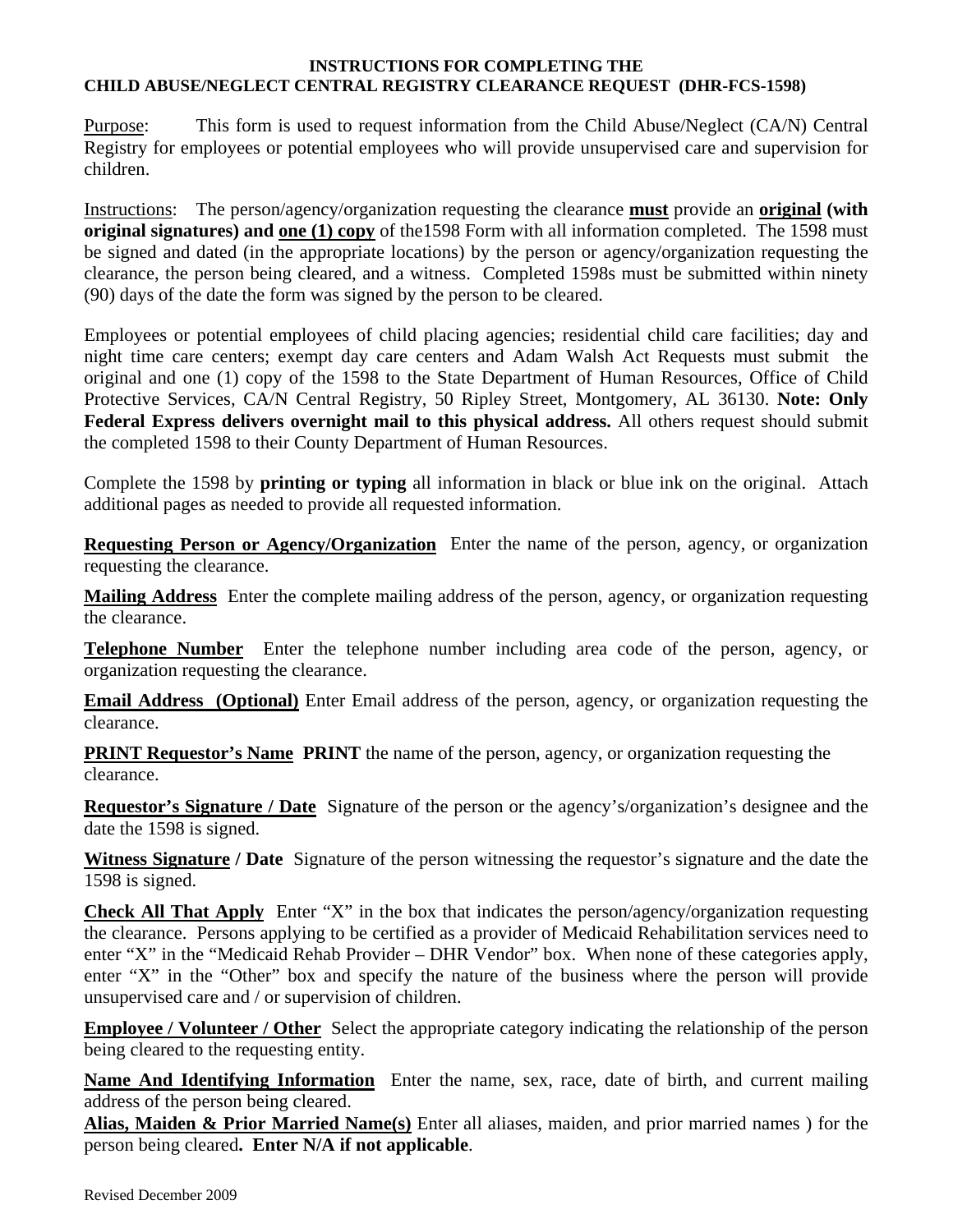# INSTRUCTIONS FOR COMPLETING THE CHILD ABUSE/NEGLECT CENTRAL REGISTRY CLEARANCE REQUEST (DHR-FCS-1598)

Purpose: This form is used to request information from the Child Abuse/Neglect (CA/N) Central Registry for employees or potential employees who will provide unsupervised care and supervision for children.

Instructions: The person/agency/organization requesting the clearance **must** provide an **original (with original signatures) and one (1) copy** of the1598 Form with all information completed. The 1598 must be signed and dated (in the appropriate locations) by the person or agency/organization requesting the clearance, the person being cleared, and a witness. Completed 1598s must be submitted within ninety (90) days of the date the form was signed by the person to be cleared.

Employees or potential employees of child placing agencies; residential child care facilities; day and night time care centers; exempt day care centers and Adam Walsh Act Requests must submit the original and one (1) copy of the 1598 to the State Department of Human Resources, Office of Child Protective Services, CA/N Central Registry, 50 Ripley Street, Montgomery, AL 36130. **Note: Only Federal Express delivers overnight mail to this physical address.** All others request should submit the completed 1598 to their County Department of Human Resources.

Complete the 1598 by **printing or typing** all information in black or blue ink on the original. Attach additional pages as needed to provide all requested information.

**Requesting Person or Agency/Organization** Enter the name of the person, agency, or organization requesting the clearance.

**Mailing Address** Enter the complete mailing address of the person, agency, or organization requesting the clearance.

**Telephone Number** Enter the telephone number including area code of the person, agency, or organization requesting the clearance.

**Email Address (Optional)** Enter Email address of the person, agency, or organization requesting the clearance.

**PRINT Requestor's Name** **PRINT** the name of the person, agency, or organization requesting the clearance.

**Requestor's Signature / Date** Signature of the person or the agency's/organization's designee and the date the 1598 is signed.

**Witness Signature / Date** Signature of the person witnessing the requestor's signature and the date the 1598 is signed.

**Check All That Apply** Enter "X" in the box that indicates the person/agency/organization requesting the clearance. Persons applying to be certified as a provider of Medicaid Rehabilitation services need to enter "X" in the "Medicaid Rehab Provider – DHR Vendor" box. When none of these categories apply, enter "X" in the "Other" box and specify the nature of the business where the person will provide unsupervised care and / or supervision of children.

**Employee / Volunteer / Other** Select the appropriate category indicating the relationship of the person being cleared to the requesting entity.

**Name And Identifying Information** Enter the name, sex, race, date of birth, and current mailing address of the person being cleared.

**Alias, Maiden & Prior Married Name(s)** Enter all aliases, maiden, and prior married names ) for the person being cleared**. Enter N/A if not applicable**.

Revised December 2009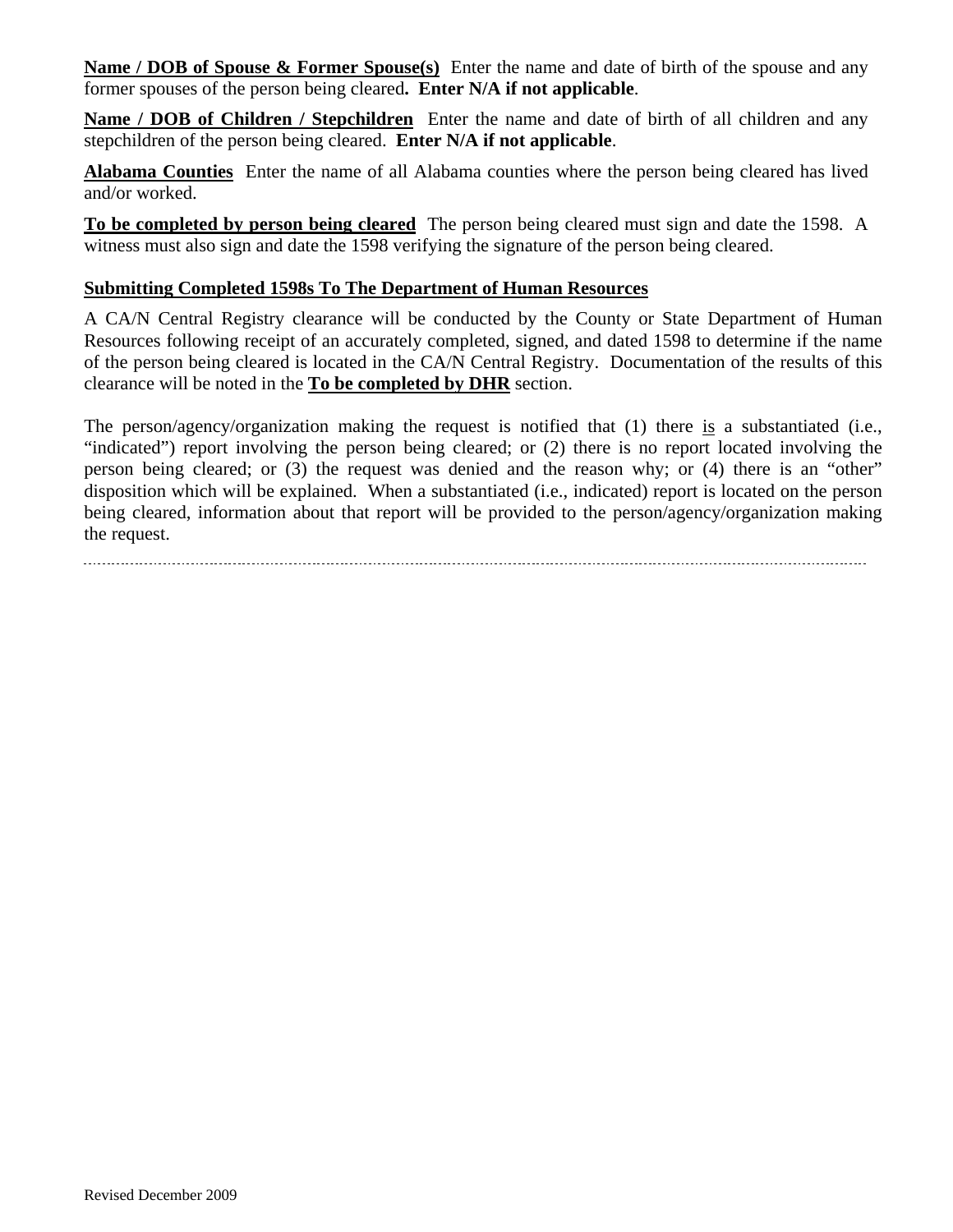**<u>Name / DOB of Spouse & Former Spouse(s)</u>** Enter the name and date of birth of the spouse and any former spouses of the person being cleared**. Enter N/A if not applicable**.

**<u>Name / DOB of Children / Stepchildren</u>** Enter the name and date of birth of all children and any stepchildren of the person being cleared. **Enter N/A if not applicable**.

**<u>Alabama Counties</u>** Enter the name of all Alabama counties where the person being cleared has lived and/or worked.

**<u>To be completed by person being cleared</u>** The person being cleared must sign and date the 1598. A witness must also sign and date the 1598 verifying the signature of the person being cleared.

**<u>Submitting Completed 1598s To The Department of Human Resources</u>**

A CA/N Central Registry clearance will be conducted by the County or State Department of Human Resources following receipt of an accurately completed, signed, and dated 1598 to determine if the name of the person being cleared is located in the CA/N Central Registry. Documentation of the results of this clearance will be noted in the **<u>To be completed by DHR</u>** section.

The person/agency/organization making the request is notified that (1) there <u>is</u> a substantiated (i.e., “indicated”) report involving the person being cleared; or (2) there is no report located involving the person being cleared; or (3) the request was denied and the reason why; or (4) there is an “other” disposition which will be explained. When a substantiated (i.e., indicated) report is located on the person being cleared, information about that report will be provided to the person/agency/organization making the request.

---

Revised December 2009